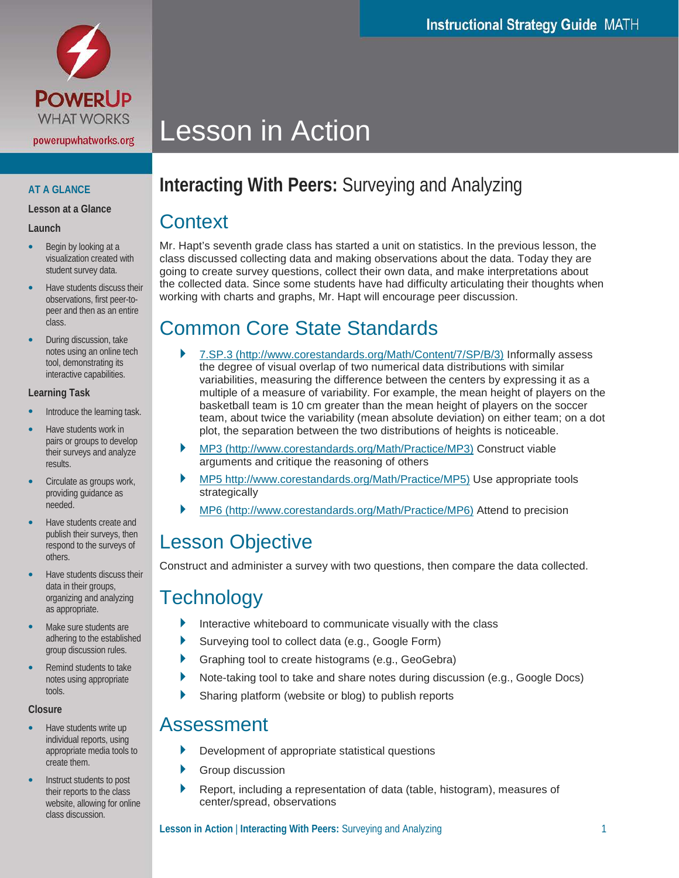# Lesson in Action

## AT A GLANCE

### Lesson at a Glance

#### Launch

- Begin by looking at a visualization created with student survey data.
- Have students discuss their observations, first peer-to-peer and then as an entire class.
- During discussion, take notes using an online tech tool, demonstrating its interactive capabilities.

#### Learning Task

- Introduce the learning task.
- Have students work in pairs or groups to develop their surveys and analyze results.
- Circulate as groups work, providing guidance as needed.
- Have students create and publish their surveys, then respond to the surveys of others.
- Have students discuss their data in their groups, organizing and analyzing as appropriate.
- Make sure students are adhering to the established group discussion rules.
- Remind students to take notes using appropriate tools.

#### Closure

- Have students write up individual reports, using appropriate media tools to create them.
- Instruct students to post their reports to the class website, allowing for online class discussion.

## Interacting With Peers: Surveying and Analyzing

## Context

Mr. Hapt's seventh grade class has started a unit on statistics. In the previous lesson, the class discussed collecting data and making observations about the data. Today they are going to create survey questions, collect their own data, and make interpretations about the collected data. Since some students have had difficulty articulating their thoughts when working with charts and graphs, Mr. Hapt will encourage peer discussion.

## Common Core State Standards

- 7.SP.3 (http://www.corestandards.org/Math/Content/7/SP/B/3) Informally assess the degree of visual overlap of two numerical data distributions with similar variabilities, measuring the difference between the centers by expressing it as a multiple of a measure of variability. For example, the mean height of players on the basketball team is 10 cm greater than the mean height of players on the soccer team, about twice the variability (mean absolute deviation) on either team; on a dot plot, the separation between the two distributions of heights is noticeable.
- MP3 (http://www.corestandards.org/Math/Practice/MP3) Construct viable arguments and critique the reasoning of others
- MP5 http://www.corestandards.org/Math/Practice/MP5) Use appropriate tools strategically
- MP6 (http://www.corestandards.org/Math/Practice/MP6) Attend to precision

## Lesson Objective

Construct and administer a survey with two questions, then compare the data collected.

## Technology

- Interactive whiteboard to communicate visually with the class
- Surveying tool to collect data (e.g., Google Form)
- Graphing tool to create histograms (e.g., GeoGebra)
- Note-taking tool to take and share notes during discussion (e.g., Google Docs)
- Sharing platform (website or blog) to publish reports

## Assessment

- Development of appropriate statistical questions
- Group discussion
- Report, including a representation of data (table, histogram), measures of center/spread, observations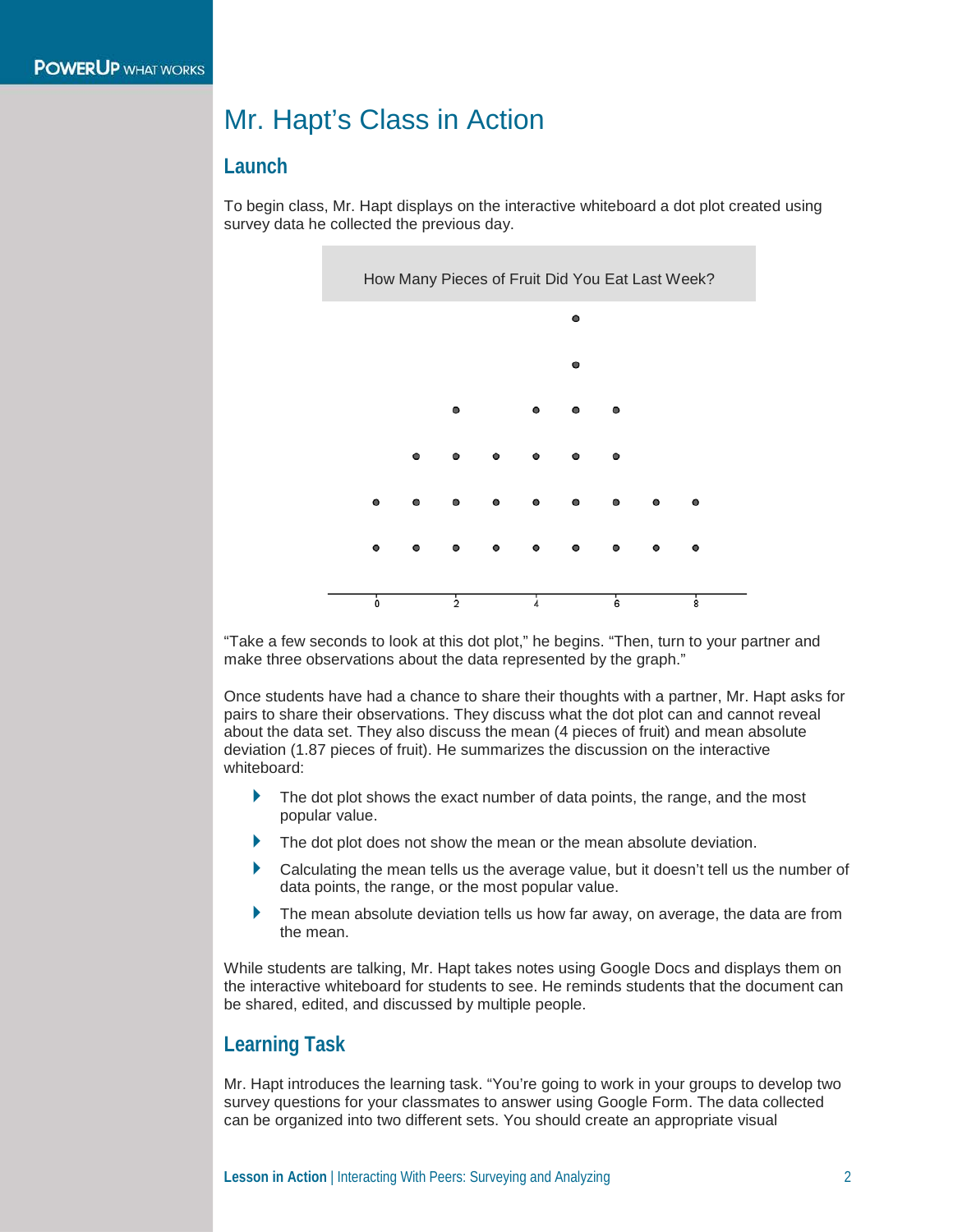# Mr. Hapt's Class in Action

## Launch

To begin class, Mr. Hapt displays on the interactive whiteboard a dot plot created using survey data he collected the previous day.

How Many Pieces of Fruit Did You Eat Last Week?

"Take a few seconds to look at this dot plot," he begins. "Then, turn to your partner and make three observations about the data represented by the graph."

Once students have had a chance to share their thoughts with a partner, Mr. Hapt asks for pairs to share their observations. They discuss what the dot plot can and cannot reveal about the data set. They also discuss the mean (4 pieces of fruit) and mean absolute deviation (1.87 pieces of fruit). He summarizes the discussion on the interactive whiteboard:

- The dot plot shows the exact number of data points, the range, and the most popular value.
- The dot plot does not show the mean or the mean absolute deviation.
- Calculating the mean tells us the average value, but it doesn't tell us the number of data points, the range, or the most popular value.
- The mean absolute deviation tells us how far away, on average, the data are from the mean.

While students are talking, Mr. Hapt takes notes using Google Docs and displays them on the interactive whiteboard for students to see. He reminds students that the document can be shared, edited, and discussed by multiple people.

## Learning Task

Mr. Hapt introduces the learning task. "You're going to work in your groups to develop two survey questions for your classmates to answer using Google Form. The data collected can be organized into two different sets. You should create an appropriate visual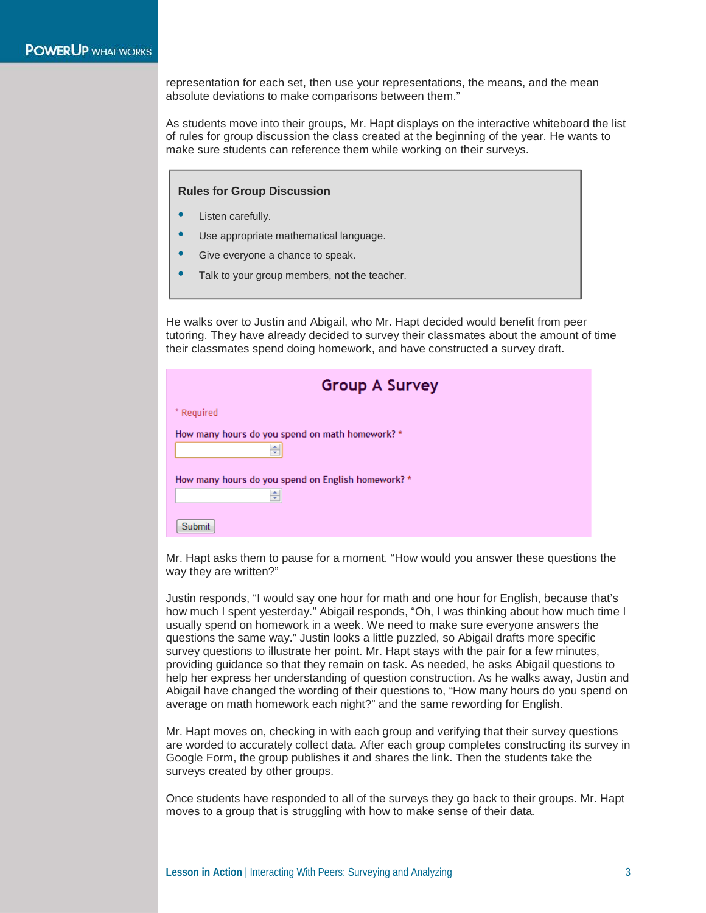representation for each set, then use your representations, the means, and the mean absolute deviations to make comparisons between them."

As students move into their groups, Mr. Hapt displays on the interactive whiteboard the list of rules for group discussion the class created at the beginning of the year. He wants to make sure students can reference them while working on their surveys.

**Rules for Group Discussion**

- Listen carefully.
- Use appropriate mathematical language.
- Give everyone a chance to speak.
- Talk to your group members, not the teacher.

He walks over to Justin and Abigail, who Mr. Hapt decided would benefit from peer tutoring. They have already decided to survey their classmates about the amount of time their classmates spend doing homework, and have constructed a survey draft.

**Group A Survey**

\* Required

How many hours do you spend on math homework? *

How many hours do you spend on English homework? *

Submit

Mr. Hapt asks them to pause for a moment. "How would you answer these questions the way they are written?"

Justin responds, "I would say one hour for math and one hour for English, because that's how much I spent yesterday." Abigail responds, "Oh, I was thinking about how much time I usually spend on homework in a week. We need to make sure everyone answers the questions the same way." Justin looks a little puzzled, so Abigail drafts more specific survey questions to illustrate her point. Mr. Hapt stays with the pair for a few minutes, providing guidance so that they remain on task. As needed, he asks Abigail questions to help her express her understanding of question construction. As he walks away, Justin and Abigail have changed the wording of their questions to, "How many hours do you spend on average on math homework each night?" and the same rewording for English.

Mr. Hapt moves on, checking in with each group and verifying that their survey questions are worded to accurately collect data. After each group completes constructing its survey in Google Form, the group publishes it and shares the link. Then the students take the surveys created by other groups.

Once students have responded to all of the surveys they go back to their groups. Mr. Hapt moves to a group that is struggling with how to make sense of their data.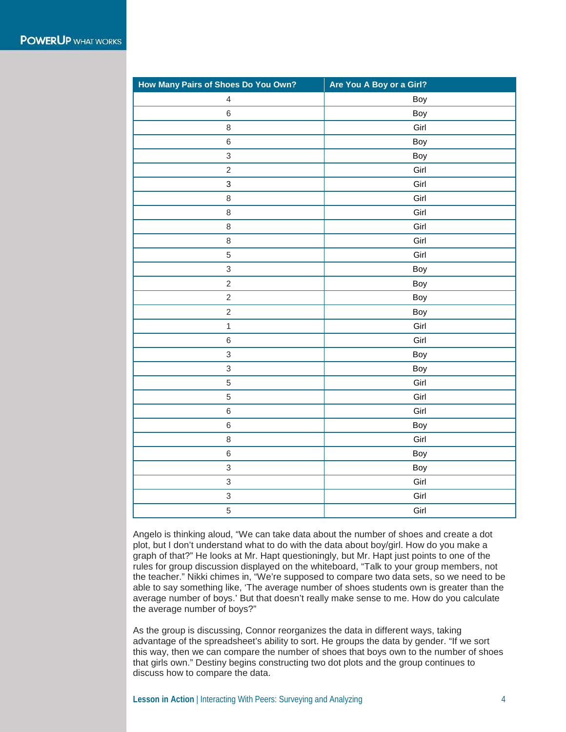| How Many Pairs of Shoes Do You Own? | Are You A Boy or a Girl? |
|---|---|
| 4 | Boy |
| 6 | Boy |
| 8 | Girl |
| 6 | Boy |
| 3 | Boy |
| 2 | Girl |
| 3 | Girl |
| 8 | Girl |
| 8 | Girl |
| 8 | Girl |
| 8 | Girl |
| 5 | Girl |
| 3 | Boy |
| 2 | Boy |
| 2 | Boy |
| 2 | Boy |
| 1 | Girl |
| 6 | Girl |
| 3 | Boy |
| 3 | Boy |
| 5 | Girl |
| 5 | Girl |
| 6 | Girl |
| 6 | Boy |
| 8 | Girl |
| 6 | Boy |
| 3 | Boy |
| 3 | Girl |
| 3 | Girl |
| 5 | Girl |

Angelo is thinking aloud, "We can take data about the number of shoes and create a dot plot, but I don't understand what to do with the data about boy/girl. How do you make a graph of that?" He looks at Mr. Hapt questioningly, but Mr. Hapt just points to one of the rules for group discussion displayed on the whiteboard, "Talk to your group members, not the teacher." Nikki chimes in, "We're supposed to compare two data sets, so we need to be able to say something like, 'The average number of shoes students own is greater than the average number of boys.' But that doesn't really make sense to me. How do you calculate the average number of boys?"

As the group is discussing, Connor reorganizes the data in different ways, taking advantage of the spreadsheet's ability to sort. He groups the data by gender. "If we sort this way, then we can compare the number of shoes that boys own to the number of shoes that girls own." Destiny begins constructing two dot plots and the group continues to discuss how to compare the data.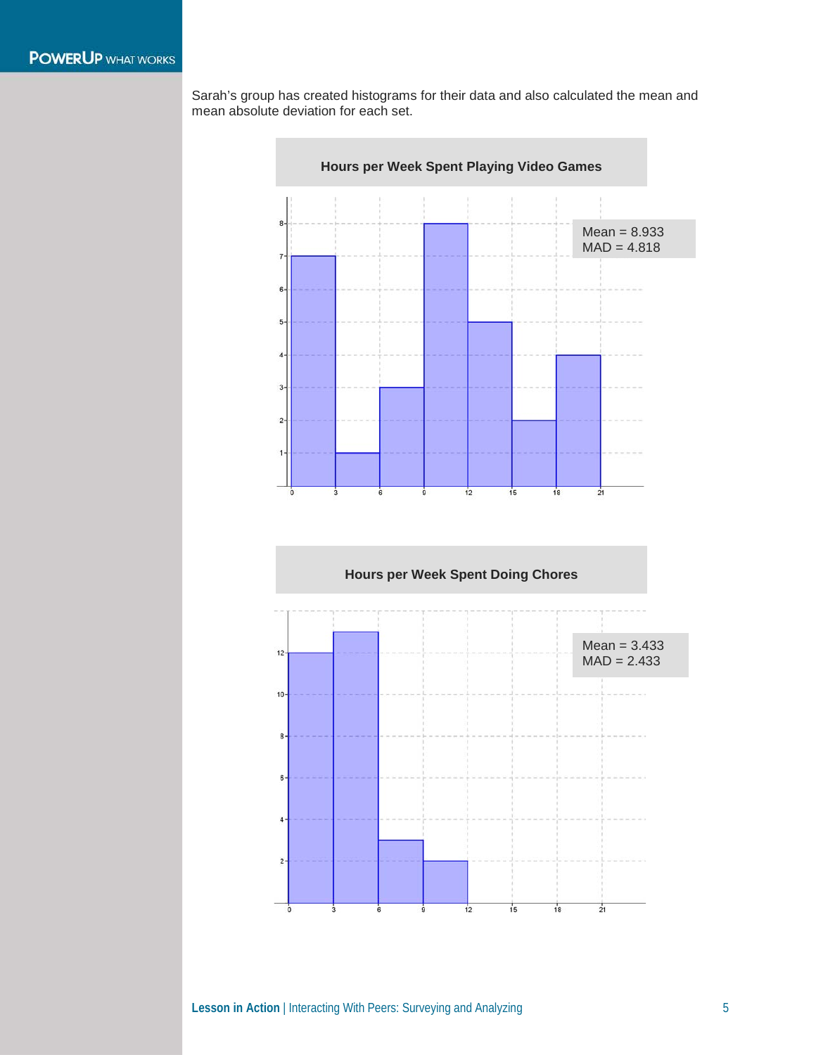Sarah's group has created histograms for their data and also calculated the mean and mean absolute deviation for each set.

**Hours per Week Spent Playing Video Games**

Mean = 8.933
MAD = 4.818

**Hours per Week Spent Doing Chores**

Mean = 3.433
MAD = 2.433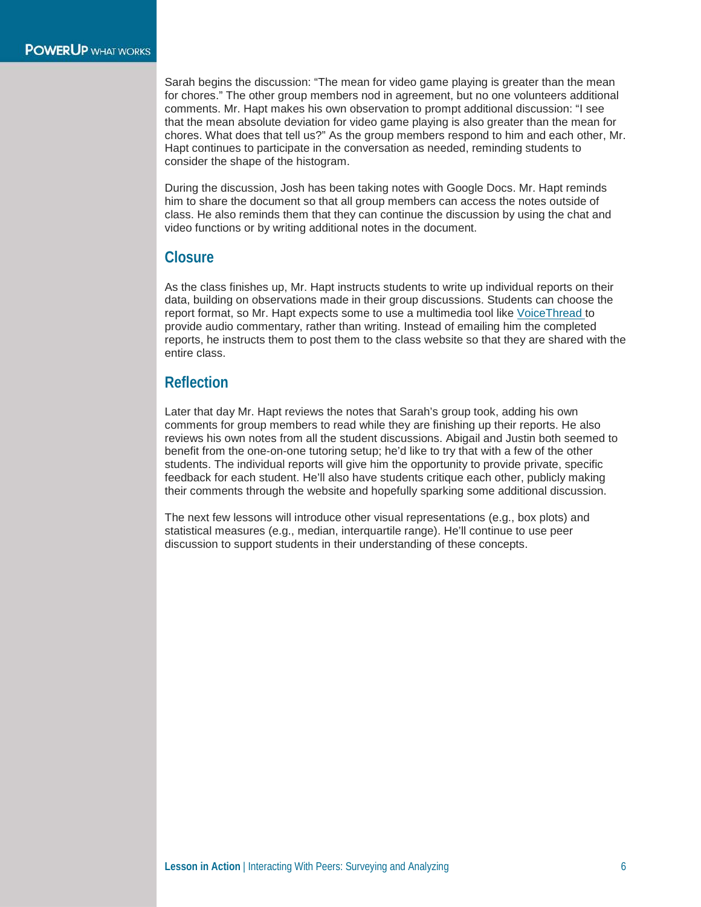Sarah begins the discussion: "The mean for video game playing is greater than the mean for chores." The other group members nod in agreement, but no one volunteers additional comments. Mr. Hapt makes his own observation to prompt additional discussion: "I see that the mean absolute deviation for video game playing is also greater than the mean for chores. What does that tell us?" As the group members respond to him and each other, Mr. Hapt continues to participate in the conversation as needed, reminding students to consider the shape of the histogram.

During the discussion, Josh has been taking notes with Google Docs. Mr. Hapt reminds him to share the document so that all group members can access the notes outside of class. He also reminds them that they can continue the discussion by using the chat and video functions or by writing additional notes in the document.

## Closure

As the class finishes up, Mr. Hapt instructs students to write up individual reports on their data, building on observations made in their group discussions. Students can choose the report format, so Mr. Hapt expects some to use a multimedia tool like VoiceThread to provide audio commentary, rather than writing. Instead of emailing him the completed reports, he instructs them to post them to the class website so that they are shared with the entire class.

## Reflection

Later that day Mr. Hapt reviews the notes that Sarah's group took, adding his own comments for group members to read while they are finishing up their reports. He also reviews his own notes from all the student discussions. Abigail and Justin both seemed to benefit from the one-on-one tutoring setup; he'd like to try that with a few of the other students. The individual reports will give him the opportunity to provide private, specific feedback for each student. He'll also have students critique each other, publicly making their comments through the website and hopefully sparking some additional discussion.

The next few lessons will introduce other visual representations (e.g., box plots) and statistical measures (e.g., median, interquartile range). He'll continue to use peer discussion to support students in their understanding of these concepts.